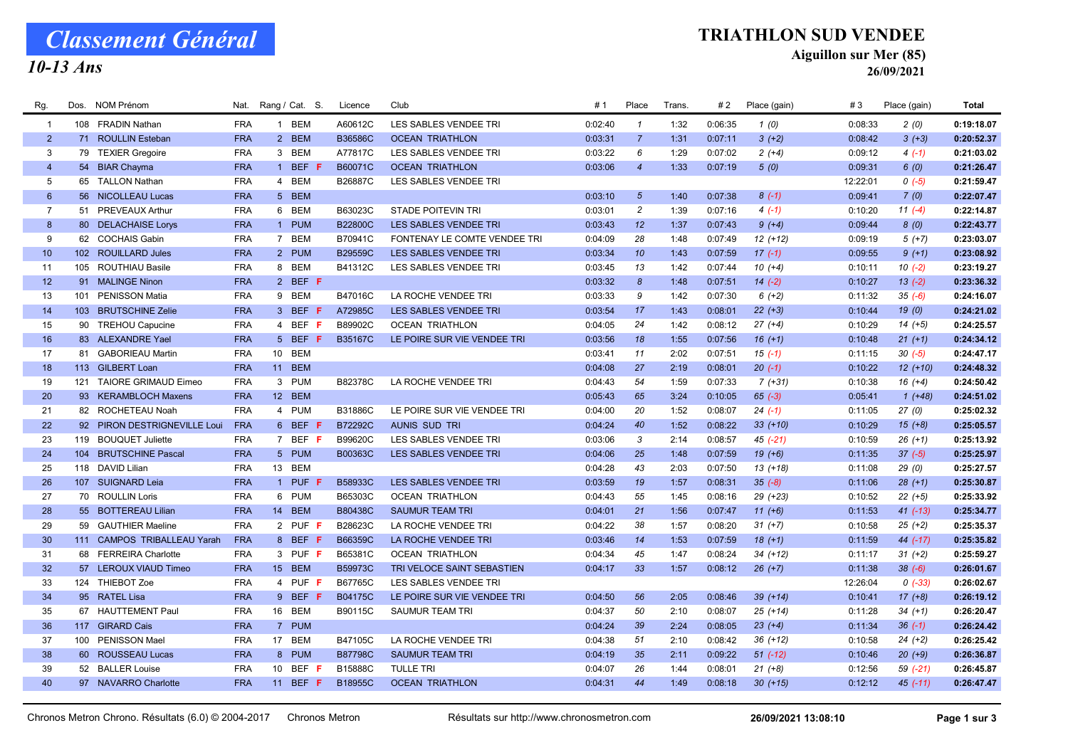# Classement Général

## 10-13 Ans

**TRIATHLON SUD VENDEE**

**Aiguillon sur Mer (85)**

**26/09/2021**

| Rg. | Dos. | NOM Prénom | Nat. | Rang / Cat. | S. | Licence | Club | # 1 | Place | Trans. | # 2 | Place (gain) | # 3 | Place (gain) | Total |
|---|---|---|---|---|---|---|---|---|---|---|---|---|---|---|---|
| 1 | 108 | FRADIN Nathan | FRA | 1 BEM | | A60612C | LES SABLES VENDEE TRI | 0:02:40 | 1 | 1:32 | 0:06:35 | 1 (0) | 0:08:33 | 2 (0) | 0:19:18.07 |
| 2 | 71 | ROULLIN Esteban | FRA | 2 BEM | | B36586C | OCEAN TRIATHLON | 0:03:31 | 7 | 1:31 | 0:07:11 | 3 (+2) | 0:08:42 | 3 (+3) | 0:20:52.37 |
| 3 | 79 | TEXIER Gregoire | FRA | 3 BEM | | A77817C | LES SABLES VENDEE TRI | 0:03:22 | 6 | 1:29 | 0:07:02 | 2 (+4) | 0:09:12 | 4 (-1) | 0:21:03.02 |
| 4 | 54 | BIAR Chayma | FRA | 1 BEF | F | B60071C | OCEAN TRIATHLON | 0:03:06 | 4 | 1:33 | 0:07:19 | 5 (0) | 0:09:31 | 6 (0) | 0:21:26.47 |
| 5 | 65 | TALLON Nathan | FRA | 4 BEM | | B26887C | LES SABLES VENDEE TRI | | | | | | 12:22:01 | 0 (-5) | 0:21:59.47 |
| 6 | 56 | NICOLLEAU Lucas | FRA | 5 BEM | | | | 0:03:10 | 5 | 1:40 | 0:07:38 | 8 (-1) | 0:09:41 | 7 (0) | 0:22:07.47 |
| 7 | 51 | PREVEAUX Arthur | FRA | 6 BEM | | B63023C | STADE POITEVIN TRI | 0:03:01 | 2 | 1:39 | 0:07:16 | 4 (-1) | 0:10:20 | 11 (-4) | 0:22:14.87 |
| 8 | 80 | DELACHAISE Lorys | FRA | 1 PUM | | B22800C | LES SABLES VENDEE TRI | 0:03:43 | 12 | 1:37 | 0:07:43 | 9 (+4) | 0:09:44 | 8 (0) | 0:22:43.77 |
| 9 | 62 | COCHAIS Gabin | FRA | 7 BEM | | B70941C | FONTENAY LE COMTE VENDEE TRI | 0:04:09 | 28 | 1:48 | 0:07:49 | 12 (+12) | 0:09:19 | 5 (+7) | 0:23:03.07 |
| 10 | 102 | ROUILLARD Jules | FRA | 2 PUM | | B29559C | LES SABLES VENDEE TRI | 0:03:34 | 10 | 1:43 | 0:07:59 | 17 (-1) | 0:09:55 | 9 (+1) | 0:23:08.92 |
| 11 | 105 | ROUTHIAU Basile | FRA | 8 BEM | | B41312C | LES SABLES VENDEE TRI | 0:03:45 | 13 | 1:42 | 0:07:44 | 10 (+4) | 0:10:11 | 10 (-2) | 0:23:19.27 |
| 12 | 91 | MALINGE Ninon | FRA | 2 BEF | F | | | 0:03:32 | 8 | 1:48 | 0:07:51 | 14 (-2) | 0:10:27 | 13 (-2) | 0:23:36.32 |
| 13 | 101 | PENISSON Matia | FRA | 9 BEM | | B47016C | LA ROCHE VENDEE TRI | 0:03:33 | 9 | 1:42 | 0:07:30 | 6 (+2) | 0:11:32 | 35 (-6) | 0:24:16.07 |
| 14 | 103 | BRUTSCHINE Zelie | FRA | 3 BEF | F | A72985C | LES SABLES VENDEE TRI | 0:03:54 | 17 | 1:43 | 0:08:01 | 22 (+3) | 0:10:44 | 19 (0) | 0:24:21.02 |
| 15 | 90 | TREHOU Capucine | FRA | 4 BEF | F | B89902C | OCEAN TRIATHLON | 0:04:05 | 24 | 1:42 | 0:08:12 | 27 (+4) | 0:10:29 | 14 (+5) | 0:24:25.57 |
| 16 | 83 | ALEXANDRE Yael | FRA | 5 BEF | F | B35167C | LE POIRE SUR VIE VENDEE TRI | 0:03:56 | 18 | 1:55 | 0:07:56 | 16 (+1) | 0:10:48 | 21 (+1) | 0:24:34.12 |
| 17 | 81 | GABORIEAU Martin | FRA | 10 BEM | | | | 0:03:41 | 11 | 2:02 | 0:07:51 | 15 (-1) | 0:11:15 | 30 (-5) | 0:24:47.17 |
| 18 | 113 | GILBERT Loan | FRA | 11 BEM | | | | 0:04:08 | 27 | 2:19 | 0:08:01 | 20 (-1) | 0:10:22 | 12 (+10) | 0:24:48.32 |
| 19 | 121 | TAIORE GRIMAUD Eimeo | FRA | 3 PUM | | B82378C | LA ROCHE VENDEE TRI | 0:04:43 | 54 | 1:59 | 0:07:33 | 7 (+31) | 0:10:38 | 16 (+4) | 0:24:50.42 |
| 20 | 93 | KERAMBLOCH Maxens | FRA | 12 BEM | | | | 0:05:43 | 65 | 3:24 | 0:10:05 | 65 (-3) | 0:05:41 | 1 (+48) | 0:24:51.02 |
| 21 | 82 | ROCHETEAU Noah | FRA | 4 PUM | | B31886C | LE POIRE SUR VIE VENDEE TRI | 0:04:00 | 20 | 1:52 | 0:08:07 | 24 (-1) | 0:11:05 | 27 (0) | 0:25:02.32 |
| 22 | 92 | PIRON DESTRIGNEVILLE Loui | FRA | 6 BEF | F | B72292C | AUNIS SUD TRI | 0:04:24 | 40 | 1:52 | 0:08:22 | 33 (+10) | 0:10:29 | 15 (+8) | 0:25:05.57 |
| 23 | 119 | BOUQUET Juliette | FRA | 7 BEF | F | B99620C | LES SABLES VENDEE TRI | 0:03:06 | 3 | 2:14 | 0:08:57 | 45 (-21) | 0:10:59 | 26 (+1) | 0:25:13.92 |
| 24 | 104 | BRUTSCHINE Pascal | FRA | 5 PUM | | B00363C | LES SABLES VENDEE TRI | 0:04:06 | 25 | 1:48 | 0:07:59 | 19 (+6) | 0:11:35 | 37 (-5) | 0:25:25.97 |
| 25 | 118 | DAVID Lilian | FRA | 13 BEM | | | | 0:04:28 | 43 | 2:03 | 0:07:50 | 13 (+18) | 0:11:08 | 29 (0) | 0:25:27.57 |
| 26 | 107 | SUIGNARD Leia | FRA | 1 PUF | F | B58933C | LES SABLES VENDEE TRI | 0:03:59 | 19 | 1:57 | 0:08:31 | 35 (-8) | 0:11:06 | 28 (+1) | 0:25:30.87 |
| 27 | 70 | ROULLIN Loris | FRA | 6 PUM | | B65303C | OCEAN TRIATHLON | 0:04:43 | 55 | 1:45 | 0:08:16 | 29 (+23) | 0:10:52 | 22 (+5) | 0:25:33.92 |
| 28 | 55 | BOTTEREAU Lilian | FRA | 14 BEM | | B80438C | SAUMUR TEAM TRI | 0:04:01 | 21 | 1:56 | 0:07:47 | 11 (+6) | 0:11:53 | 41 (-13) | 0:25:34.77 |
| 29 | 59 | GAUTHIER Maeline | FRA | 2 PUF | F | B28623C | LA ROCHE VENDEE TRI | 0:04:22 | 38 | 1:57 | 0:08:20 | 31 (+7) | 0:10:58 | 25 (+2) | 0:25:35.37 |
| 30 | 111 | CAMPOS TRIBALLEAU Yarah | FRA | 8 BEF | F | B66359C | LA ROCHE VENDEE TRI | 0:03:46 | 14 | 1:53 | 0:07:59 | 18 (+1) | 0:11:59 | 44 (-17) | 0:25:35.82 |
| 31 | 68 | FERREIRA Charlotte | FRA | 3 PUF | F | B65381C | OCEAN TRIATHLON | 0:04:34 | 45 | 1:47 | 0:08:24 | 34 (+12) | 0:11:17 | 31 (+2) | 0:25:59.27 |
| 32 | 57 | LEROUX VIAUD Timeo | FRA | 15 BEM | | B59973C | TRI VELOCE SAINT SEBASTIEN | 0:04:17 | 33 | 1:57 | 0:08:12 | 26 (+7) | 0:11:38 | 38 (-6) | 0:26:01.67 |
| 33 | 124 | THIEBOT Zoe | FRA | 4 PUF | F | B67765C | LES SABLES VENDEE TRI | | | | | | 12:26:04 | 0 (-33) | 0:26:02.67 |
| 34 | 95 | RATEL Lisa | FRA | 9 BEF | F | B04175C | LE POIRE SUR VIE VENDEE TRI | 0:04:50 | 56 | 2:05 | 0:08:46 | 39 (+14) | 0:10:41 | 17 (+8) | 0:26:19.12 |
| 35 | 67 | HAUTTEMENT Paul | FRA | 16 BEM | | B90115C | SAUMUR TEAM TRI | 0:04:37 | 50 | 2:10 | 0:08:07 | 25 (+14) | 0:11:28 | 34 (+1) | 0:26:20.47 |
| 36 | 117 | GIRARD Cais | FRA | 7 PUM | | | | 0:04:24 | 39 | 2:24 | 0:08:05 | 23 (+4) | 0:11:34 | 36 (-1) | 0:26:24.42 |
| 37 | 100 | PENISSON Mael | FRA | 17 BEM | | B47105C | LA ROCHE VENDEE TRI | 0:04:38 | 51 | 2:10 | 0:08:42 | 36 (+12) | 0:10:58 | 24 (+2) | 0:26:25.42 |
| 38 | 60 | ROUSSEAU Lucas | FRA | 8 PUM | | B87798C | SAUMUR TEAM TRI | 0:04:19 | 35 | 2:11 | 0:09:22 | 51 (-12) | 0:10:46 | 20 (+9) | 0:26:36.87 |
| 39 | 52 | BALLER Louise | FRA | 10 BEF | F | B15888C | TULLE TRI | 0:04:07 | 26 | 1:44 | 0:08:01 | 21 (+8) | 0:12:56 | 59 (-21) | 0:26:45.87 |
| 40 | 97 | NAVARRO Charlotte | FRA | 11 BEF | F | B18955C | OCEAN TRIATHLON | 0:04:31 | 44 | 1:49 | 0:08:18 | 30 (+15) | 0:12:12 | 45 (-11) | 0:26:47.47 |

Chronos Metron Chrono. Résultats (6.0) © 2004-2017 Chronos Metron Résultats sur http://www.chronosmetron.com **26/09/2021 13:08:10**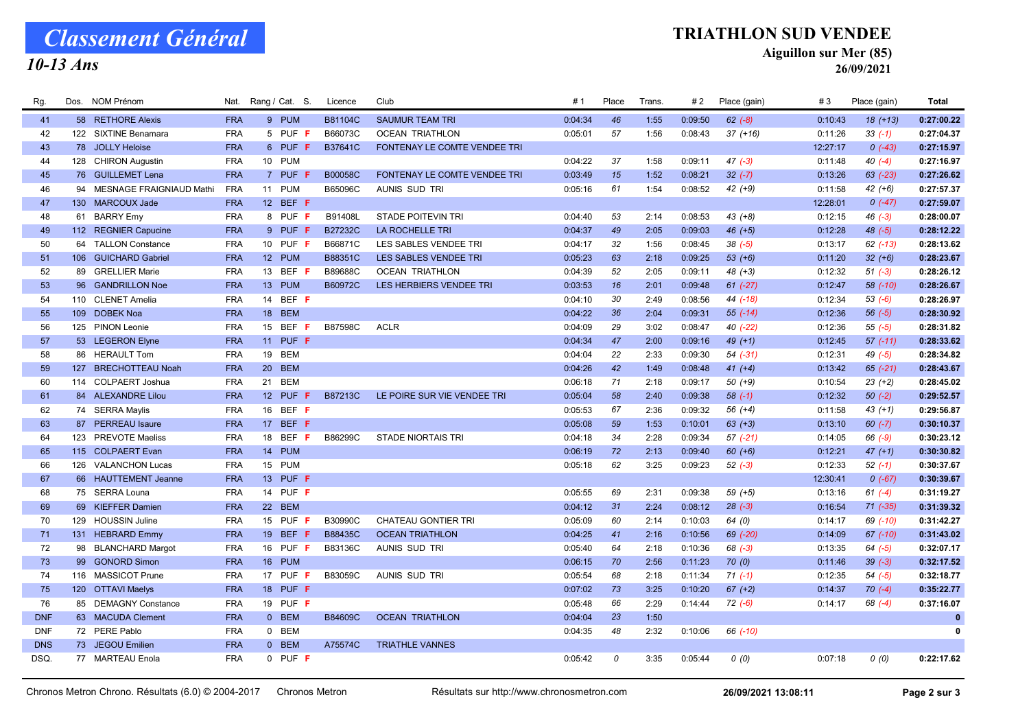# Classement Général

*10-13 Ans*

## TRIATHLON SUD VENDEE

**Aiguillon sur Mer (85)**

**26/09/2021**

| Rg. | Dos. | NOM Prénom | Nat. | Rang / Cat. | S. | Licence | Club | # 1 | Place | Trans. | # 2 | Place (gain) | # 3 | Place (gain) | Total |
|---|---|---|---|---|---|---|---|---|---|---|---|---|---|---|---|
| 41 | 58 | RETHORE Alexis | FRA | 9 PUM | | B81104C | SAUMUR TEAM TRI | 0:04:34 | 46 | 1:55 | 0:09:50 | 62 (-8) | 0:10:43 | 18 (+13) | 0:27:00.22 |
| 42 | 122 | SIXTINE Benamara | FRA | 5 PUF | F | B66073C | OCEAN TRIATHLON | 0:05:01 | 57 | 1:56 | 0:08:43 | 37 (+16) | 0:11:26 | 33 (-1) | 0:27:04.37 |
| 43 | 78 | JOLLY Heloise | FRA | 6 PUF | F | B37641C | FONTENAY LE COMTE VENDEE TRI | | | | | | 12:27:17 | 0 (-43) | 0:27:15.97 |
| 44 | 128 | CHIRON Augustin | FRA | 10 PUM | | | | 0:04:22 | 37 | 1:58 | 0:09:11 | 47 (-3) | 0:11:48 | 40 (-4) | 0:27:16.97 |
| 45 | 76 | GUILLEMET Lena | FRA | 7 PUF | F | B00058C | FONTENAY LE COMTE VENDEE TRI | 0:03:49 | 15 | 1:52 | 0:08:21 | 32 (-7) | 0:13:26 | 63 (-23) | 0:27:26.62 |
| 46 | 94 | MESNAGE FRAIGNIAUD Mathi | FRA | 11 PUM | | B65096C | AUNIS SUD TRI | 0:05:16 | 61 | 1:54 | 0:08:52 | 42 (+9) | 0:11:58 | 42 (+6) | 0:27:57.37 |
| 47 | 130 | MARCOUX Jade | FRA | 12 BEF | F | | | | | | | | 12:28:01 | 0 (-47) | 0:27:59.07 |
| 48 | 61 | BARRY Emy | FRA | 8 PUF | F | B91408L | STADE POITEVIN TRI | 0:04:40 | 53 | 2:14 | 0:08:53 | 43 (+8) | 0:12:15 | 46 (-3) | 0:28:00.07 |
| 49 | 112 | REGNIER Capucine | FRA | 9 PUF | F | B27232C | LA ROCHELLE TRI | 0:04:37 | 49 | 2:05 | 0:09:03 | 46 (+5) | 0:12:28 | 48 (-5) | 0:28:12.22 |
| 50 | 64 | TALLON Constance | FRA | 10 PUF | F | B66871C | LES SABLES VENDEE TRI | 0:04:17 | 32 | 1:56 | 0:08:45 | 38 (-5) | 0:13:17 | 62 (-13) | 0:28:13.62 |
| 51 | 106 | GUICHARD Gabriel | FRA | 12 PUM | | B88351C | LES SABLES VENDEE TRI | 0:05:23 | 63 | 2:18 | 0:09:25 | 53 (+6) | 0:11:20 | 32 (+6) | 0:28:23.67 |
| 52 | 89 | GRELLIER Marie | FRA | 13 BEF | F | B89688C | OCEAN TRIATHLON | 0:04:39 | 52 | 2:05 | 0:09:11 | 48 (+3) | 0:12:32 | 51 (-3) | 0:28:26.12 |
| 53 | 96 | GANDRILLON Noe | FRA | 13 PUM | | B60972C | LES HERBIERS VENDEE TRI | 0:03:53 | 16 | 2:01 | 0:09:48 | 61 (-27) | 0:12:47 | 58 (-10) | 0:28:26.67 |
| 54 | 110 | CLENET Amelia | FRA | 14 BEF | F | | | 0:04:10 | 30 | 2:49 | 0:08:56 | 44 (-18) | 0:12:34 | 53 (-6) | 0:28:26.97 |
| 55 | 109 | DOBEK Noa | FRA | 18 BEM | | | | 0:04:22 | 36 | 2:04 | 0:09:31 | 55 (-14) | 0:12:36 | 56 (-5) | 0:28:30.92 |
| 56 | 125 | PINON Leonie | FRA | 15 BEF | F | B87598C | ACLR | 0:04:09 | 29 | 3:02 | 0:08:47 | 40 (-22) | 0:12:36 | 55 (-5) | 0:28:31.82 |
| 57 | 53 | LEGERON Elyne | FRA | 11 PUF | F | | | 0:04:34 | 47 | 2:00 | 0:09:16 | 49 (+1) | 0:12:45 | 57 (-11) | 0:28:33.62 |
| 58 | 86 | HERAULT Tom | FRA | 19 BEM | | | | 0:04:04 | 22 | 2:33 | 0:09:30 | 54 (-31) | 0:12:31 | 49 (-5) | 0:28:34.82 |
| 59 | 127 | BRECHOTTEAU Noah | FRA | 20 BEM | | | | 0:04:26 | 42 | 1:49 | 0:08:48 | 41 (+4) | 0:13:42 | 65 (-21) | 0:28:43.67 |
| 60 | 114 | COLPAERT Joshua | FRA | 21 BEM | | | | 0:06:18 | 71 | 2:18 | 0:09:17 | 50 (+9) | 0:10:54 | 23 (+2) | 0:28:45.02 |
| 61 | 84 | ALEXANDRE Lilou | FRA | 12 PUF | F | B87213C | LE POIRE SUR VIE VENDEE TRI | 0:05:04 | 58 | 2:40 | 0:09:38 | 58 (-1) | 0:12:32 | 50 (-2) | 0:29:52.57 |
| 62 | 74 | SERRA Maylis | FRA | 16 BEF | F | | | 0:05:53 | 67 | 2:36 | 0:09:32 | 56 (+4) | 0:11:58 | 43 (+1) | 0:29:56.87 |
| 63 | 87 | PERREAU Isaure | FRA | 17 BEF | F | | | 0:05:08 | 59 | 1:53 | 0:10:01 | 63 (+3) | 0:13:10 | 60 (-7) | 0:30:10.37 |
| 64 | 123 | PREVOTE Maeliss | FRA | 18 BEF | F | B86299C | STADE NIORTAIS TRI | 0:04:18 | 34 | 2:28 | 0:09:34 | 57 (-21) | 0:14:05 | 66 (-9) | 0:30:23.12 |
| 65 | 115 | COLPAERT Evan | FRA | 14 PUM | | | | 0:06:19 | 72 | 2:13 | 0:09:40 | 60 (+6) | 0:12:21 | 47 (+1) | 0:30:30.82 |
| 66 | 126 | VALANCHON Lucas | FRA | 15 PUM | | | | 0:05:18 | 62 | 3:25 | 0:09:23 | 52 (-3) | 0:12:33 | 52 (-1) | 0:30:37.67 |
| 67 | 66 | HAUTTEMENT Jeanne | FRA | 13 PUF | F | | | | | | | | 12:30:41 | 0 (-67) | 0:30:39.67 |
| 68 | 75 | SERRA Louna | FRA | 14 PUF | F | | | 0:05:55 | 69 | 2:31 | 0:09:38 | 59 (+5) | 0:13:16 | 61 (-4) | 0:31:19.27 |
| 69 | 69 | KIEFFER Damien | FRA | 22 BEM | | | | 0:04:12 | 31 | 2:24 | 0:08:12 | 28 (-3) | 0:16:54 | 71 (-35) | 0:31:39.32 |
| 70 | 129 | HOUSSIN Juline | FRA | 15 PUF | F | B30990C | CHATEAU GONTIER TRI | 0:05:09 | 60 | 2:14 | 0:10:03 | 64 (0) | 0:14:17 | 69 (-10) | 0:31:42.27 |
| 71 | 131 | HEBRARD Emmy | FRA | 19 BEF | F | B88435C | OCEAN TRIATHLON | 0:04:25 | 41 | 2:16 | 0:10:56 | 69 (-20) | 0:14:09 | 67 (-10) | 0:31:43.02 |
| 72 | 98 | BLANCHARD Margot | FRA | 16 PUF | F | B83136C | AUNIS SUD TRI | 0:05:40 | 64 | 2:18 | 0:10:36 | 68 (-3) | 0:13:35 | 64 (-5) | 0:32:07.17 |
| 73 | 99 | GONORD Simon | FRA | 16 PUM | | | | 0:06:15 | 70 | 2:56 | 0:11:23 | 70 (0) | 0:11:46 | 39 (-3) | 0:32:17.52 |
| 74 | 116 | MASSICOT Prune | FRA | 17 PUF | F | B83059C | AUNIS SUD TRI | 0:05:54 | 68 | 2:18 | 0:11:34 | 71 (-1) | 0:12:35 | 54 (-5) | 0:32:18.77 |
| 75 | 120 | OTTAVI Maelys | FRA | 18 PUF | F | | | 0:07:02 | 73 | 3:25 | 0:10:20 | 67 (+2) | 0:14:37 | 70 (-4) | 0:35:22.77 |
| 76 | 85 | DEMAGNY Constance | FRA | 19 PUF | F | | | 0:05:48 | 66 | 2:29 | 0:14:44 | 72 (-6) | 0:14:17 | 68 (-4) | 0:37:16.07 |
| DNF | 63 | MACUDA Clement | FRA | 0 BEM | | B84609C | OCEAN TRIATHLON | 0:04:04 | 23 | 1:50 | | | | | 0 |
| DNF | 72 | PERE Pablo | FRA | 0 BEM | | | | 0:04:35 | 48 | 2:32 | 0:10:06 | 66 (-10) | | | 0 |
| DNS | 73 | JEGOU Emilien | FRA | 0 BEM | | A75574C | TRIATHLE VANNES | | | | | | | | |
| DSQ. | 77 | MARTEAU Enola | FRA | 0 PUF | F | | | 0:05:42 | 0 | 3:35 | 0:05:44 | 0 (0) | 0:07:18 | 0 (0) | 0:22:17.62 |

Chronos Metron Chrono. Résultats (6.0) © 2004-2017 Chronos Metron Résultats sur http://www.chronosmetron.com 26/09/2021 13:08:11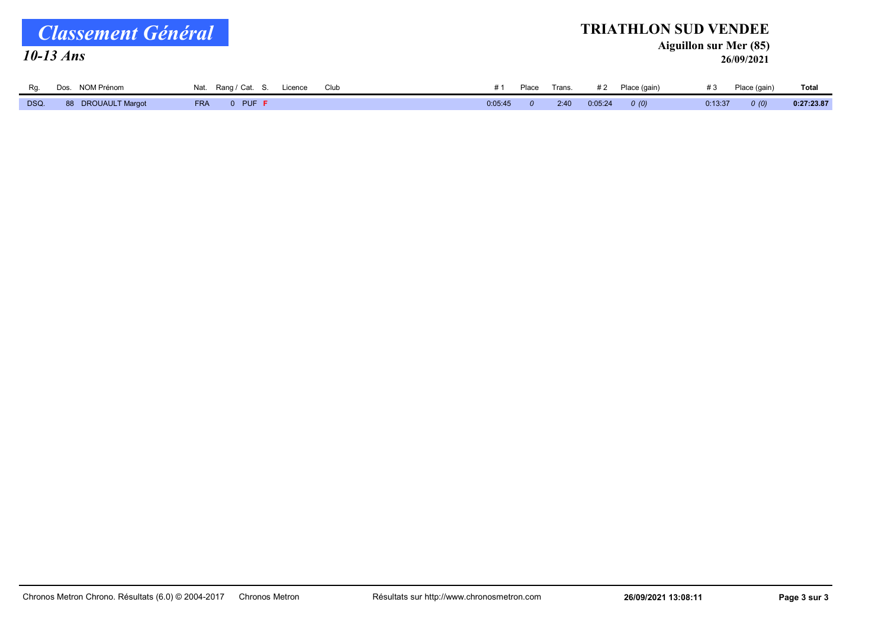# Classement Général

## 10-13 Ans

**TRIATHLON SUD VENDEE**

**Aiguillon sur Mer (85)**

**26/09/2021**

| Rg. | Dos. | NOM Prénom | Nat. | Rang / Cat. | S. | Licence | Club | # 1 | Place | Trans. | # 2 | Place (gain) | # 3 | Place (gain) | Total |
|---|---|---|---|---|---|---|---|---|---|---|---|---|---|---|---|
| DSQ. | 88 | DROUAULT Margot | FRA | 0 PUF | F | | | 0:05:45 | *0* | 2:40 | 0:05:24 | *0 (0)* | 0:13:37 | *0 (0)* | **0:27:23.87** |

Chronos Metron Chrono. Résultats (6.0) © 2004-2017 Chronos Metron Résultats sur http://www.chronosmetron.com **26/09/2021 13:08:11**